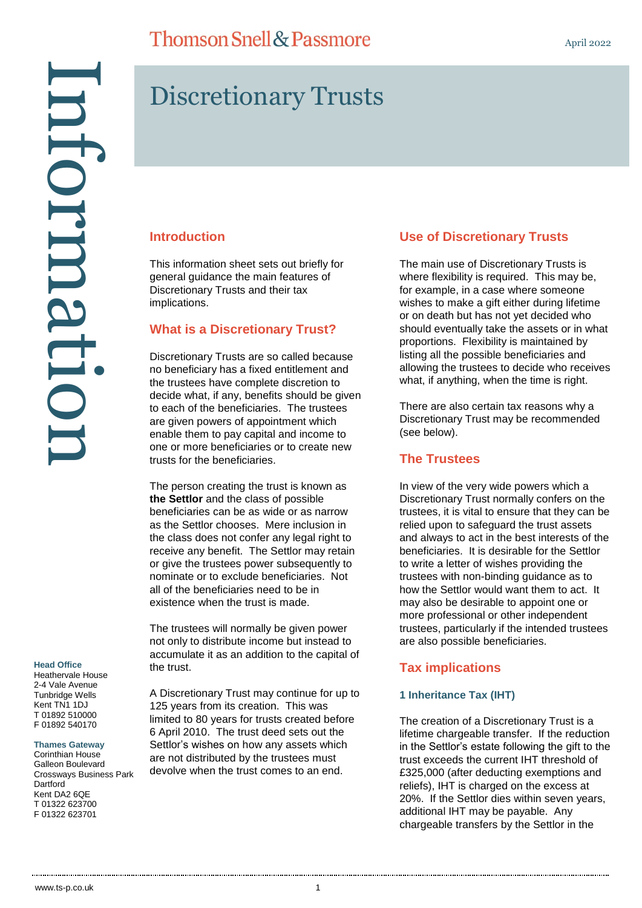Thomson Snell & Passmore

April 2022

# Discretionary Trusts

## Introduction

This information sheet sets out briefly for general guidance the main features of Discretionary Trusts and their tax implications.

## What is a Discretionary Trust?

Discretionary Trusts are so called because no beneficiary has a fixed entitlement and the trustees have complete discretion to decide what, if any, benefits should be given to each of the beneficiaries. The trustees are given powers of appointment which enable them to pay capital and income to one or more beneficiaries or to create new trusts for the beneficiaries.

The person creating the trust is known as **the Settlor** and the class of possible beneficiaries can be as wide or as narrow as the Settlor chooses. Mere inclusion in the class does not confer any legal right to receive any benefit. The Settlor may retain or give the trustees power subsequently to nominate or to exclude beneficiaries. Not all of the beneficiaries need to be in existence when the trust is made.

The trustees will normally be given power not only to distribute income but instead to accumulate it as an addition to the capital of the trust.

A Discretionary Trust may continue for up to 125 years from its creation. This was limited to 80 years for trusts created before 6 April 2010. The trust deed sets out the Settlor's wishes on how any assets which are not distributed by the trustees must devolve when the trust comes to an end.

## Use of Discretionary Trusts

The main use of Discretionary Trusts is where flexibility is required. This may be, for example, in a case where someone wishes to make a gift either during lifetime or on death but has not yet decided who should eventually take the assets or in what proportions. Flexibility is maintained by listing all the possible beneficiaries and allowing the trustees to decide who receives what, if anything, when the time is right.

There are also certain tax reasons why a Discretionary Trust may be recommended (see below).

## The Trustees

In view of the very wide powers which a Discretionary Trust normally confers on the trustees, it is vital to ensure that they can be relied upon to safeguard the trust assets and always to act in the best interests of the beneficiaries. It is desirable for the Settlor to write a letter of wishes providing the trustees with non-binding guidance as to how the Settlor would want them to act. It may also be desirable to appoint one or more professional or other independent trustees, particularly if the intended trustees are also possible beneficiaries.

## Tax implications

### 1 Inheritance Tax (IHT)

The creation of a Discretionary Trust is a lifetime chargeable transfer. If the reduction in the Settlor's estate following the gift to the trust exceeds the current IHT threshold of £325,000 (after deducting exemptions and reliefs), IHT is charged on the excess at 20%. If the Settlor dies within seven years, additional IHT may be payable. Any chargeable transfers by the Settlor in the

**Head Office**
Heathervale House
2-4 Vale Avenue
Tunbridge Wells
Kent TN1 1DJ
T 01892 510000
F 01892 540170

**Thames Gateway**
Corinthian House
Galleon Boulevard
Crossways Business Park
Dartford
Kent DA2 6QE
T 01322 623700
F 01322 623701

www.ts-p.co.uk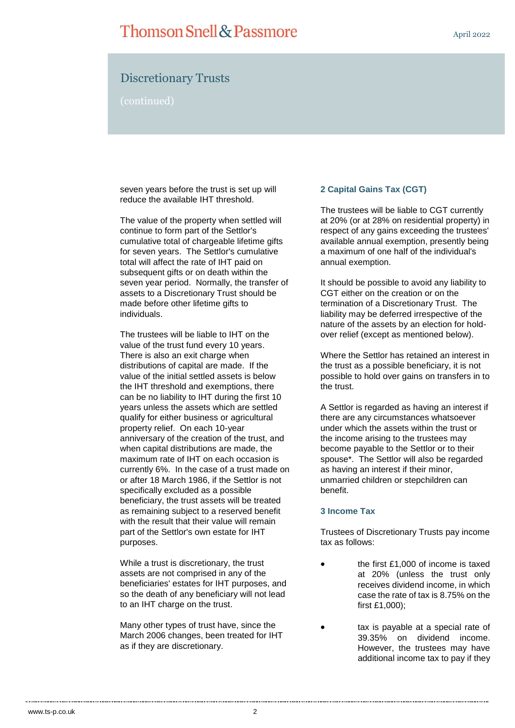## Discretionary Trusts

(continued)

seven years before the trust is set up will reduce the available IHT threshold.

The value of the property when settled will continue to form part of the Settlor's cumulative total of chargeable lifetime gifts for seven years. The Settlor's cumulative total will affect the rate of IHT paid on subsequent gifts or on death within the seven year period. Normally, the transfer of assets to a Discretionary Trust should be made before other lifetime gifts to individuals.

The trustees will be liable to IHT on the value of the trust fund every 10 years. There is also an exit charge when distributions of capital are made. If the value of the initial settled assets is below the IHT threshold and exemptions, there can be no liability to IHT during the first 10 years unless the assets which are settled qualify for either business or agricultural property relief. On each 10-year anniversary of the creation of the trust, and when capital distributions are made, the maximum rate of IHT on each occasion is currently 6%. In the case of a trust made on or after 18 March 1986, if the Settlor is not specifically excluded as a possible beneficiary, the trust assets will be treated as remaining subject to a reserved benefit with the result that their value will remain part of the Settlor's own estate for IHT purposes.

While a trust is discretionary, the trust assets are not comprised in any of the beneficiaries' estates for IHT purposes, and so the death of any beneficiary will not lead to an IHT charge on the trust.

Many other types of trust have, since the March 2006 changes, been treated for IHT as if they are discretionary.

### 2 Capital Gains Tax (CGT)

The trustees will be liable to CGT currently at 20% (or at 28% on residential property) in respect of any gains exceeding the trustees' available annual exemption, presently being a maximum of one half of the individual's annual exemption.

It should be possible to avoid any liability to CGT either on the creation or on the termination of a Discretionary Trust. The liability may be deferred irrespective of the nature of the assets by an election for hold-over relief (except as mentioned below).

Where the Settlor has retained an interest in the trust as a possible beneficiary, it is not possible to hold over gains on transfers in to the trust.

A Settlor is regarded as having an interest if there are any circumstances whatsoever under which the assets within the trust or the income arising to the trustees may become payable to the Settlor or to their spouse*. The Settlor will also be regarded as having an interest if their minor, unmarried children or stepchildren can benefit.

### 3 Income Tax

Trustees of Discretionary Trusts pay income tax as follows:

- the first £1,000 of income is taxed at 20% (unless the trust only receives dividend income, in which case the rate of tax is 8.75% on the first £1,000);
- tax is payable at a special rate of 39.35% on dividend income. However, the trustees may have additional income tax to pay if they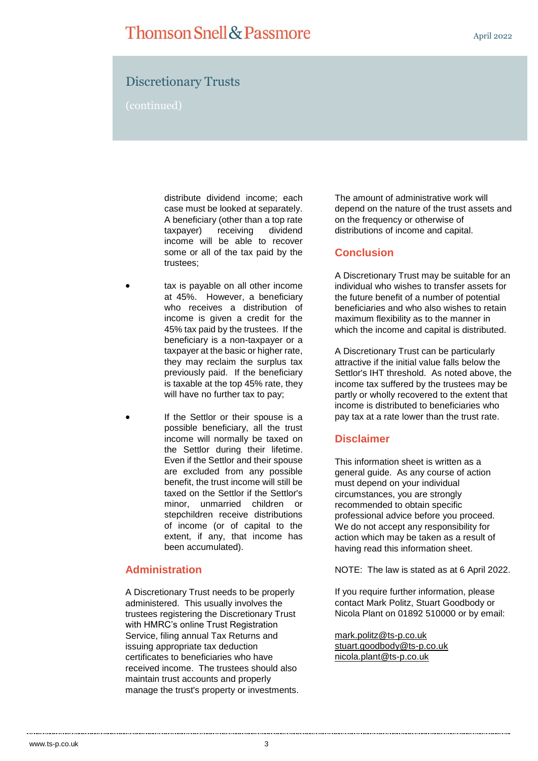distribute dividend income; each case must be looked at separately. A beneficiary (other than a top rate taxpayer) receiving dividend income will be able to recover some or all of the tax paid by the trustees;

- tax is payable on all other income at 45%. However, a beneficiary who receives a distribution of income is given a credit for the 45% tax paid by the trustees. If the beneficiary is a non-taxpayer or a taxpayer at the basic or higher rate, they may reclaim the surplus tax previously paid. If the beneficiary is taxable at the top 45% rate, they will have no further tax to pay;

- If the Settlor or their spouse is a possible beneficiary, all the trust income will normally be taxed on the Settlor during their lifetime. Even if the Settlor and their spouse are excluded from any possible benefit, the trust income will still be taxed on the Settlor if the Settlor's minor, unmarried children or stepchildren receive distributions of income (or of capital to the extent, if any, that income has been accumulated).

## Administration

A Discretionary Trust needs to be properly administered. This usually involves the trustees registering the Discretionary Trust with HMRC's online Trust Registration Service, filing annual Tax Returns and issuing appropriate tax deduction certificates to beneficiaries who have received income. The trustees should also maintain trust accounts and properly manage the trust's property or investments.

The amount of administrative work will depend on the nature of the trust assets and on the frequency or otherwise of distributions of income and capital.

## Conclusion

A Discretionary Trust may be suitable for an individual who wishes to transfer assets for the future benefit of a number of potential beneficiaries and who also wishes to retain maximum flexibility as to the manner in which the income and capital is distributed.

A Discretionary Trust can be particularly attractive if the initial value falls below the Settlor's IHT threshold. As noted above, the income tax suffered by the trustees may be partly or wholly recovered to the extent that income is distributed to beneficiaries who pay tax at a rate lower than the trust rate.

## Disclaimer

This information sheet is written as a general guide. As any course of action must depend on your individual circumstances, you are strongly recommended to obtain specific professional advice before you proceed. We do not accept any responsibility for action which may be taken as a result of having read this information sheet.

NOTE: The law is stated as at 6 April 2022.

If you require further information, please contact Mark Politz, Stuart Goodbody or Nicola Plant on 01892 510000 or by email:

mark.politz@ts-p.co.uk
stuart.goodbody@ts-p.co.uk
nicola.plant@ts-p.co.uk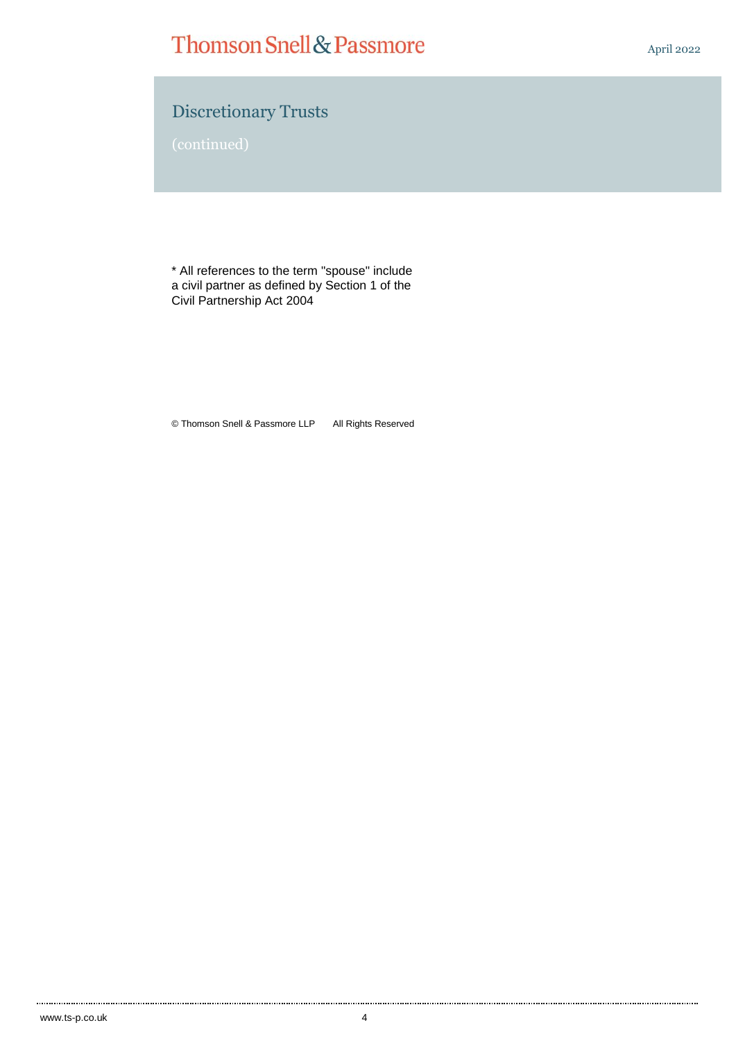## Discretionary Trusts

(continued)

* All references to the term "spouse" include a civil partner as defined by Section 1 of the Civil Partnership Act 2004

© Thomson Snell & Passmore LLP All Rights Reserved